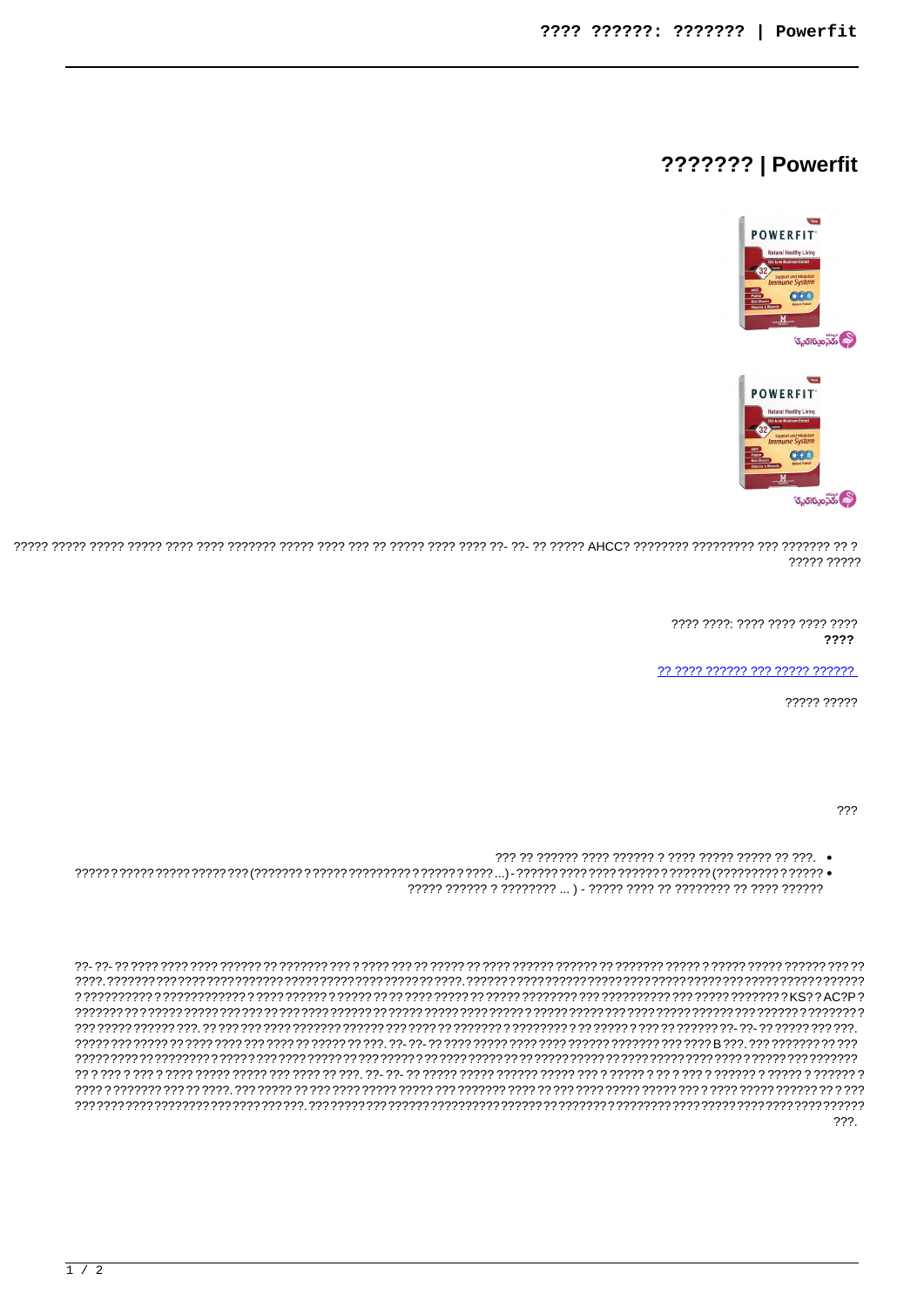# ??????? | Powerfit

????? ????? ????? ????? ???? ???? ??????? ????? ???? ??? ?? ????? ???? ???? ??- ??- ?? ????? AHCC? ???????? ????????? ??? ??????? ?? ? ????? ?????

???? ????: ???? ???? ???? ????
**????**

?? ???? ?????? ??? ????? ??????

????? ?????

???

- ??? ?? ?????? ???? ?????? ? ???? ????? ????? ?? ???.
- ????? ? ????? ????? ????? ??? (??????? ? ????? ????????? ? ?????? ???? ...) - ?????? ???? ???? ?????? ? ?????? (????????? ? ????? ????? ?????? ? ???????? ... ) - ????? ???? ?? ???????? ?? ???? ??????

??- ??- ?? ???? ???? ???? ?????? ?? ??????? ??? ? ???? ??? ?? ????? ?? ???? ?????? ?????? ?? ??????? ????? ? ????? ????? ?????? ??? ?? ????. ??????? ?? ???? ???? ???????? ????? ????? ????? ?????? ?? ????. ?????? ???? ?????? ???? ???????? ???? ????? ????? ????? ?????? ? ?????????? ? ??????????? ? ???? ?????? ? ????? ?? ?? ???? ????? ?? ????? ???????? ??? ????????? ??? ????? ??????? ? KS? ? AC?P ? ??????? ?? ? ????? ????? ??? ??? ?? ??? ???? ?????? ?? ????? ????? ???? ????? ? ????? ????? ??? ???? ????? ?????? ??? ?????? ? ???????? ??? ????? ?????? ???. ?? ??? ??? ???? ??????? ?????? ??? ???? ?? ??????? ? ???????? ? ?? ?????? ? ??? ?? ?????? ??- ??- ?? ????? ??? ???. ????? ??? ????? ?? ???? ???? ??? ???? ?? ????? ?? ???. ??- ??- ?? ???? ????? ???? ???? ?????? ??????? ??? ???? B ???. ??? ??????? ?? ??? ????? ???? ?? ???????? ? ????? ??? ???? ????? ?? ??? ?????? ?? ???? ?????? ?? ????? ????? ?? ???? ????? ???? ????? ?????? ??? ??????? ?? ? ??? ? ??? ? ???? ????? ????? ??? ???? ?? ???. ??- ??- ?? ????? ????? ?????? ????? ??? ? ????? ? ?? ? ??? ? ?????? ? ????? ? ?????? ? ???? ? ??????? ??? ?? ????. ??? ????? ?? ??? ???? ????? ????? ??? ??????? ???? ?? ??? ???? ????? ????? ??? ? ???? ????? ?????? ?? ? ??? ??? ???? ???? ??????? ??? ??? ???? ???. ??? ????? ??? ?????? ?????????? ?????? ?? ???????? ? ???????? ???? ????? ???? ???? ???? ?????? ???.